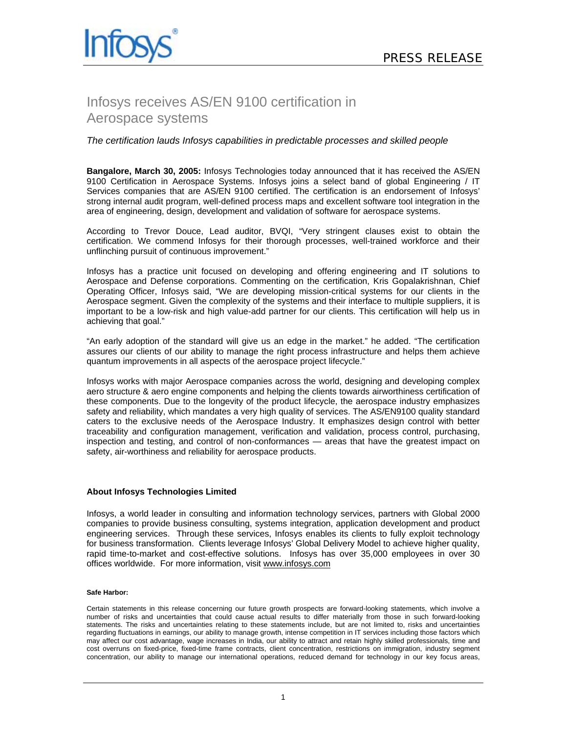# Infosys receives AS/EN 9100 certification in Aerospace systems

*The certification lauds Infosys capabilities in predictable processes and skilled people*

**Bangalore, March 30, 2005:** Infosys Technologies today announced that it has received the AS/EN 9100 Certification in Aerospace Systems. Infosys joins a select band of global Engineering / IT Services companies that are AS/EN 9100 certified. The certification is an endorsement of Infosys' strong internal audit program, well-defined process maps and excellent software tool integration in the area of engineering, design, development and validation of software for aerospace systems.

According to Trevor Douce, Lead auditor, BVQI, "Very stringent clauses exist to obtain the certification. We commend Infosys for their thorough processes, well-trained workforce and their unflinching pursuit of continuous improvement."

Infosys has a practice unit focused on developing and offering engineering and IT solutions to Aerospace and Defense corporations. Commenting on the certification, Kris Gopalakrishnan, Chief Operating Officer, Infosys said, "We are developing mission-critical systems for our clients in the Aerospace segment. Given the complexity of the systems and their interface to multiple suppliers, it is important to be a low-risk and high value-add partner for our clients. This certification will help us in achieving that goal."

"An early adoption of the standard will give us an edge in the market." he added. "The certification assures our clients of our ability to manage the right process infrastructure and helps them achieve quantum improvements in all aspects of the aerospace project lifecycle."

Infosys works with major Aerospace companies across the world, designing and developing complex aero structure & aero engine components and helping the clients towards airworthiness certification of these components. Due to the longevity of the product lifecycle, the aerospace industry emphasizes safety and reliability, which mandates a very high quality of services. The AS/EN9100 quality standard caters to the exclusive needs of the Aerospace Industry. It emphasizes design control with better traceability and configuration management, verification and validation, process control, purchasing, inspection and testing, and control of non-conformances — areas that have the greatest impact on safety, air-worthiness and reliability for aerospace products.

### About Infosys Technologies Limited

Infosys, a world leader in consulting and information technology services, partners with Global 2000 companies to provide business consulting, systems integration, application development and product engineering services. Through these services, Infosys enables its clients to fully exploit technology for business transformation. Clients leverage Infosys' Global Delivery Model to achieve higher quality, rapid time-to-market and cost-effective solutions. Infosys has over 35,000 employees in over 30 offices worldwide. For more information, visit www.infosys.com

#### Safe Harbor:

Certain statements in this release concerning our future growth prospects are forward-looking statements, which involve a number of risks and uncertainties that could cause actual results to differ materially from those in such forward-looking statements. The risks and uncertainties relating to these statements include, but are not limited to, risks and uncertainties regarding fluctuations in earnings, our ability to manage growth, intense competition in IT services including those factors which may affect our cost advantage, wage increases in India, our ability to attract and retain highly skilled professionals, time and cost overruns on fixed-price, fixed-time frame contracts, client concentration, restrictions on immigration, industry segment concentration, our ability to manage our international operations, reduced demand for technology in our key focus areas,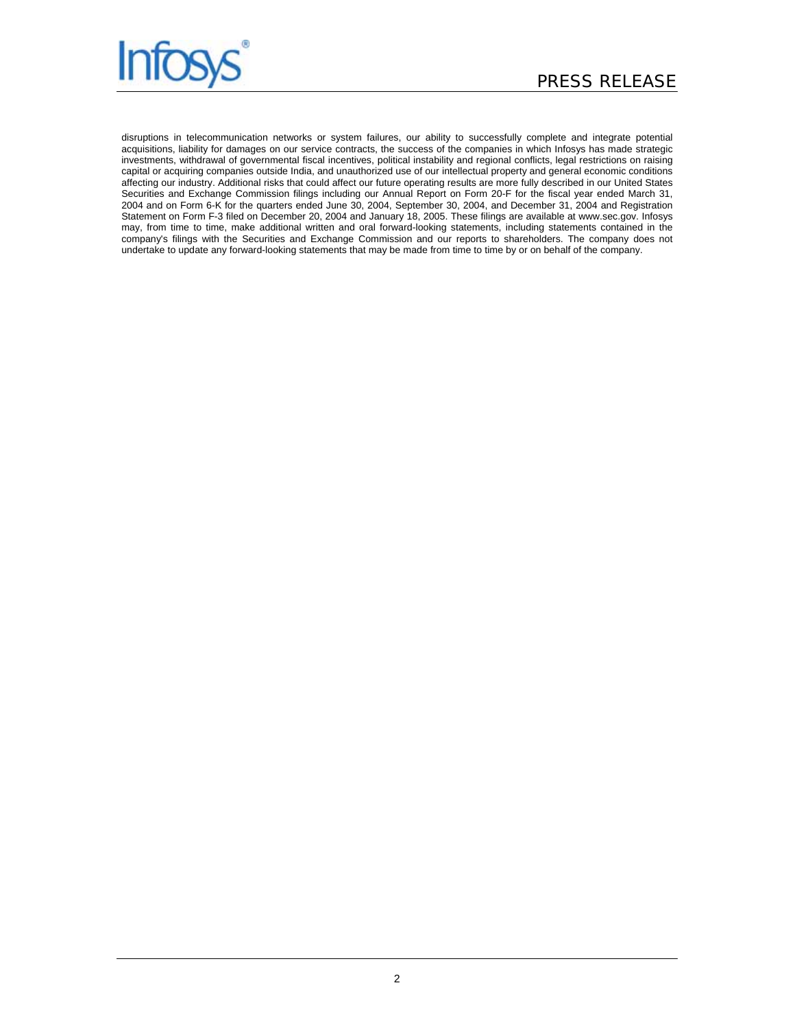disruptions in telecommunication networks or system failures, our ability to successfully complete and integrate potential acquisitions, liability for damages on our service contracts, the success of the companies in which Infosys has made strategic investments, withdrawal of governmental fiscal incentives, political instability and regional conflicts, legal restrictions on raising capital or acquiring companies outside India, and unauthorized use of our intellectual property and general economic conditions affecting our industry. Additional risks that could affect our future operating results are more fully described in our United States Securities and Exchange Commission filings including our Annual Report on Form 20-F for the fiscal year ended March 31, 2004 and on Form 6-K for the quarters ended June 30, 2004, September 30, 2004, and December 31, 2004 and Registration Statement on Form F-3 filed on December 20, 2004 and January 18, 2005. These filings are available at www.sec.gov. Infosys may, from time to time, make additional written and oral forward-looking statements, including statements contained in the company's filings with the Securities and Exchange Commission and our reports to shareholders. The company does not undertake to update any forward-looking statements that may be made from time to time by or on behalf of the company.